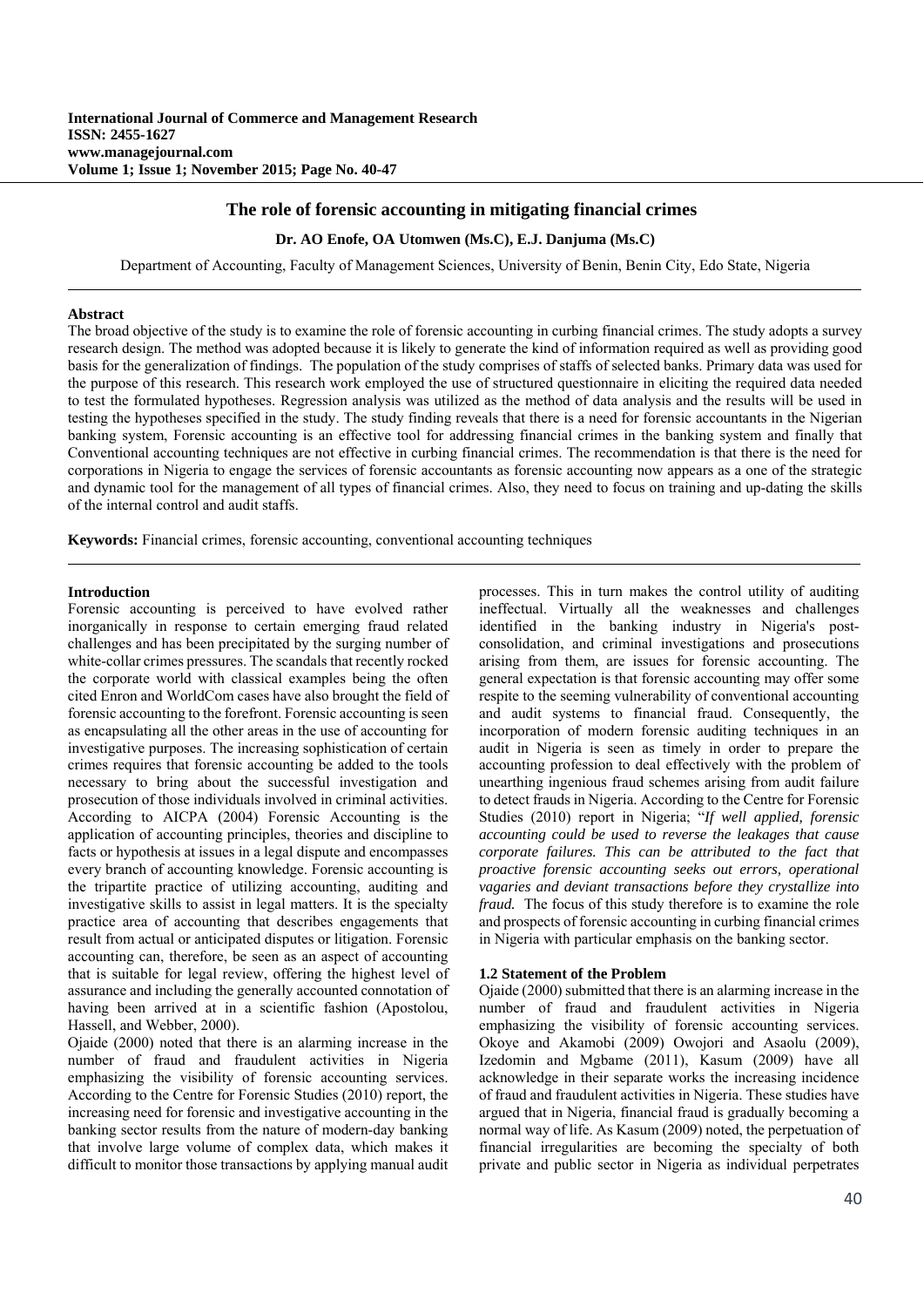# The role of forensic accounting in mitigating financial crimes

**Dr. AO Enofe, OA Utomwen (Ms.C), E.J. Danjuma (Ms.C)**

Department of Accounting, Faculty of Management Sciences, University of Benin, Benin City, Edo State, Nigeria

---

### Abstract

The broad objective of the study is to examine the role of forensic accounting in curbing financial crimes. The study adopts a survey research design. The method was adopted because it is likely to generate the kind of information required as well as providing good basis for the generalization of findings. The population of the study comprises of staffs of selected banks. Primary data was used for the purpose of this research. This research work employed the use of structured questionnaire in eliciting the required data needed to test the formulated hypotheses. Regression analysis was utilized as the method of data analysis and the results will be used in testing the hypotheses specified in the study. The study finding reveals that there is a need for forensic accountants in the Nigerian banking system, Forensic accounting is an effective tool for addressing financial crimes in the banking system and finally that Conventional accounting techniques are not effective in curbing financial crimes. The recommendation is that there is the need for corporations in Nigeria to engage the services of forensic accountants as forensic accounting now appears as a one of the strategic and dynamic tool for the management of all types of financial crimes. Also, they need to focus on training and up-dating the skills of the internal control and audit staffs.

**Keywords:** Financial crimes, forensic accounting, conventional accounting techniques

---

### Introduction

Forensic accounting is perceived to have evolved rather inorganically in response to certain emerging fraud related challenges and has been precipitated by the surging number of white-collar crimes pressures. The scandals that recently rocked the corporate world with classical examples being the often cited Enron and WorldCom cases have also brought the field of forensic accounting to the forefront. Forensic accounting is seen as encapsulating all the other areas in the use of accounting for investigative purposes. The increasing sophistication of certain crimes requires that forensic accounting be added to the tools necessary to bring about the successful investigation and prosecution of those individuals involved in criminal activities. According to AICPA (2004) Forensic Accounting is the application of accounting principles, theories and discipline to facts or hypothesis at issues in a legal dispute and encompasses every branch of accounting knowledge. Forensic accounting is the tripartite practice of utilizing accounting, auditing and investigative skills to assist in legal matters. It is the specialty practice area of accounting that describes engagements that result from actual or anticipated disputes or litigation. Forensic accounting can, therefore, be seen as an aspect of accounting that is suitable for legal review, offering the highest level of assurance and including the generally accounted connotation of having been arrived at in a scientific fashion (Apostolou, Hassell, and Webber, 2000).

Ojaide (2000) noted that there is an alarming increase in the number of fraud and fraudulent activities in Nigeria emphasizing the visibility of forensic accounting services. According to the Centre for Forensic Studies (2010) report, the increasing need for forensic and investigative accounting in the banking sector results from the nature of modern-day banking that involve large volume of complex data, which makes it difficult to monitor those transactions by applying manual audit processes. This in turn makes the control utility of auditing ineffectual. Virtually all the weaknesses and challenges identified in the banking industry in Nigeria's post-consolidation, and criminal investigations and prosecutions arising from them, are issues for forensic accounting. The general expectation is that forensic accounting may offer some respite to the seeming vulnerability of conventional accounting and audit systems to financial fraud. Consequently, the incorporation of modern forensic auditing techniques in an audit in Nigeria is seen as timely in order to prepare the accounting profession to deal effectively with the problem of unearthing ingenious fraud schemes arising from audit failure to detect frauds in Nigeria. According to the Centre for Forensic Studies (2010) report in Nigeria; "*If well applied, forensic accounting could be used to reverse the leakages that cause corporate failures. This can be attributed to the fact that proactive forensic accounting seeks out errors, operational vagaries and deviant transactions before they crystallize into fraud.* The focus of this study therefore is to examine the role and prospects of forensic accounting in curbing financial crimes in Nigeria with particular emphasis on the banking sector.

### 1.2 Statement of the Problem

Ojaide (2000) submitted that there is an alarming increase in the number of fraud and fraudulent activities in Nigeria emphasizing the visibility of forensic accounting services. Okoye and Akamobi (2009) Owojori and Asaolu (2009), Izedomin and Mgbame (2011), Kasum (2009) have all acknowledge in their separate works the increasing incidence of fraud and fraudulent activities in Nigeria. These studies have argued that in Nigeria, financial fraud is gradually becoming a normal way of life. As Kasum (2009) noted, the perpetuation of financial irregularities are becoming the specialty of both private and public sector in Nigeria as individual perpetrates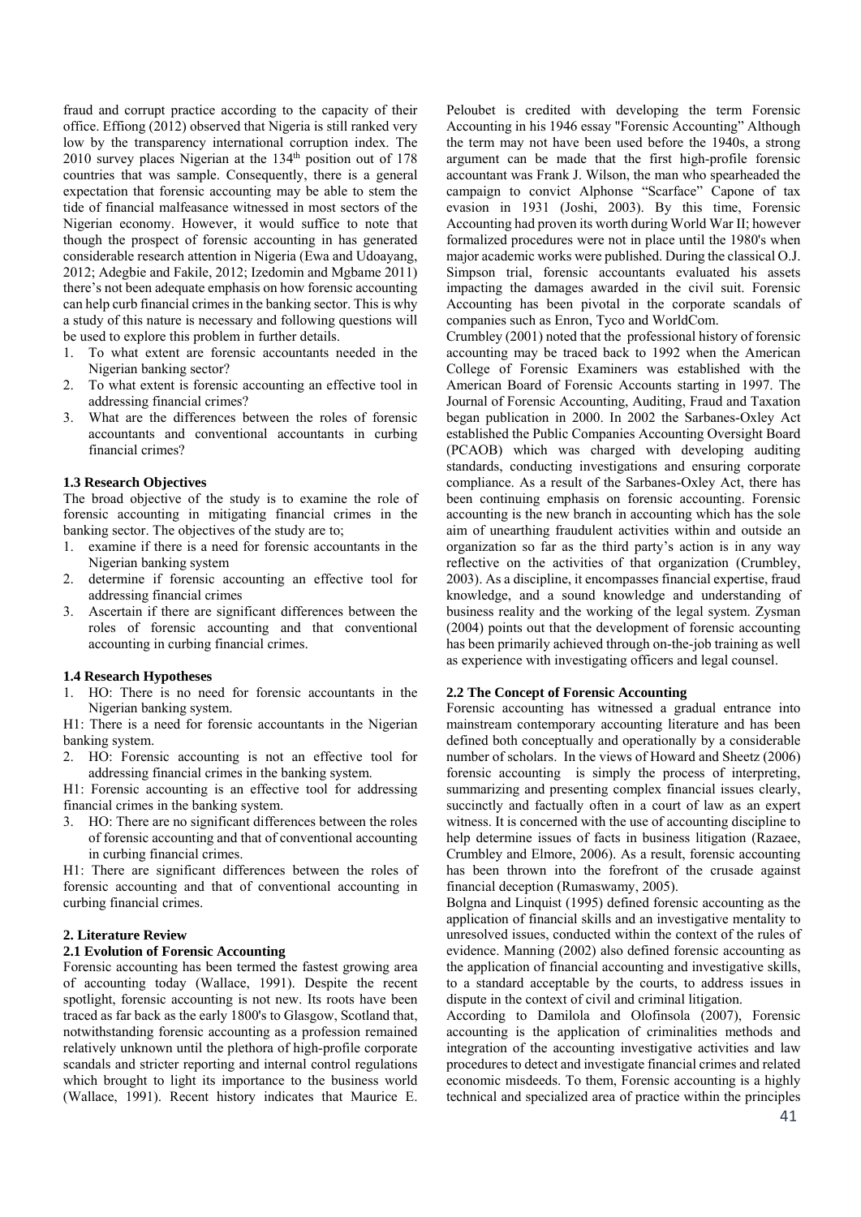fraud and corrupt practice according to the capacity of their office. Effiong (2012) observed that Nigeria is still ranked very low by the transparency international corruption index. The 2010 survey places Nigerian at the 134th position out of 178 countries that was sample. Consequently, there is a general expectation that forensic accounting may be able to stem the tide of financial malfeasance witnessed in most sectors of the Nigerian economy. However, it would suffice to note that though the prospect of forensic accounting in has generated considerable research attention in Nigeria (Ewa and Udoayang, 2012; Adegbie and Fakile, 2012; Izedomin and Mgbame 2011) there's not been adequate emphasis on how forensic accounting can help curb financial crimes in the banking sector. This is why a study of this nature is necessary and following questions will be used to explore this problem in further details.

1. To what extent are forensic accountants needed in the Nigerian banking sector?
2. To what extent is forensic accounting an effective tool in addressing financial crimes?
3. What are the differences between the roles of forensic accountants and conventional accountants in curbing financial crimes?

### 1.3 Research Objectives

The broad objective of the study is to examine the role of forensic accounting in mitigating financial crimes in the banking sector. The objectives of the study are to;

1. examine if there is a need for forensic accountants in the Nigerian banking system
2. determine if forensic accounting an effective tool for addressing financial crimes
3. Ascertain if there are significant differences between the roles of forensic accounting and that conventional accounting in curbing financial crimes.

### 1.4 Research Hypotheses

1. HO: There is no need for forensic accountants in the Nigerian banking system.

H1: There is a need for forensic accountants in the Nigerian banking system.

2. HO: Forensic accounting is not an effective tool for addressing financial crimes in the banking system.

H1: Forensic accounting is an effective tool for addressing financial crimes in the banking system.

3. HO: There are no significant differences between the roles of forensic accounting and that of conventional accounting in curbing financial crimes.

H1: There are significant differences between the roles of forensic accounting and that of conventional accounting in curbing financial crimes.

## 2. Literature Review

### 2.1 Evolution of Forensic Accounting

Forensic accounting has been termed the fastest growing area of accounting today (Wallace, 1991). Despite the recent spotlight, forensic accounting is not new. Its roots have been traced as far back as the early 1800's to Glasgow, Scotland that, notwithstanding forensic accounting as a profession remained relatively unknown until the plethora of high-profile corporate scandals and stricter reporting and internal control regulations which brought to light its importance to the business world (Wallace, 1991). Recent history indicates that Maurice E. Peloubet is credited with developing the term Forensic Accounting in his 1946 essay "Forensic Accounting" Although the term may not have been used before the 1940s, a strong argument can be made that the first high-profile forensic accountant was Frank J. Wilson, the man who spearheaded the campaign to convict Alphonse "Scarface" Capone of tax evasion in 1931 (Joshi, 2003). By this time, Forensic Accounting had proven its worth during World War II; however formalized procedures were not in place until the 1980's when major academic works were published. During the classical O.J. Simpson trial, forensic accountants evaluated his assets impacting the damages awarded in the civil suit. Forensic Accounting has been pivotal in the corporate scandals of companies such as Enron, Tyco and WorldCom.

Crumbley (2001) noted that the professional history of forensic accounting may be traced back to 1992 when the American College of Forensic Examiners was established with the American Board of Forensic Accounts starting in 1997. The Journal of Forensic Accounting, Auditing, Fraud and Taxation began publication in 2000. In 2002 the Sarbanes-Oxley Act established the Public Companies Accounting Oversight Board (PCAOB) which was charged with developing auditing standards, conducting investigations and ensuring corporate compliance. As a result of the Sarbanes-Oxley Act, there has been continuing emphasis on forensic accounting. Forensic accounting is the new branch in accounting which has the sole aim of unearthing fraudulent activities within and outside an organization so far as the third party's action is in any way reflective on the activities of that organization (Crumbley, 2003). As a discipline, it encompasses financial expertise, fraud knowledge, and a sound knowledge and understanding of business reality and the working of the legal system. Zysman (2004) points out that the development of forensic accounting has been primarily achieved through on-the-job training as well as experience with investigating officers and legal counsel.

### 2.2 The Concept of Forensic Accounting

Forensic accounting has witnessed a gradual entrance into mainstream contemporary accounting literature and has been defined both conceptually and operationally by a considerable number of scholars. In the views of Howard and Sheetz (2006) forensic accounting is simply the process of interpreting, summarizing and presenting complex financial issues clearly, succinctly and factually often in a court of law as an expert witness. It is concerned with the use of accounting discipline to help determine issues of facts in business litigation (Razaee, Crumbley and Elmore, 2006). As a result, forensic accounting has been thrown into the forefront of the crusade against financial deception (Rumaswamy, 2005).

Bolgna and Linquist (1995) defined forensic accounting as the application of financial skills and an investigative mentality to unresolved issues, conducted within the context of the rules of evidence. Manning (2002) also defined forensic accounting as the application of financial accounting and investigative skills, to a standard acceptable by the courts, to address issues in dispute in the context of civil and criminal litigation.

According to Damilola and Olofinsola (2007), Forensic accounting is the application of criminalities methods and integration of the accounting investigative activities and law procedures to detect and investigate financial crimes and related economic misdeeds. To them, Forensic accounting is a highly technical and specialized area of practice within the principles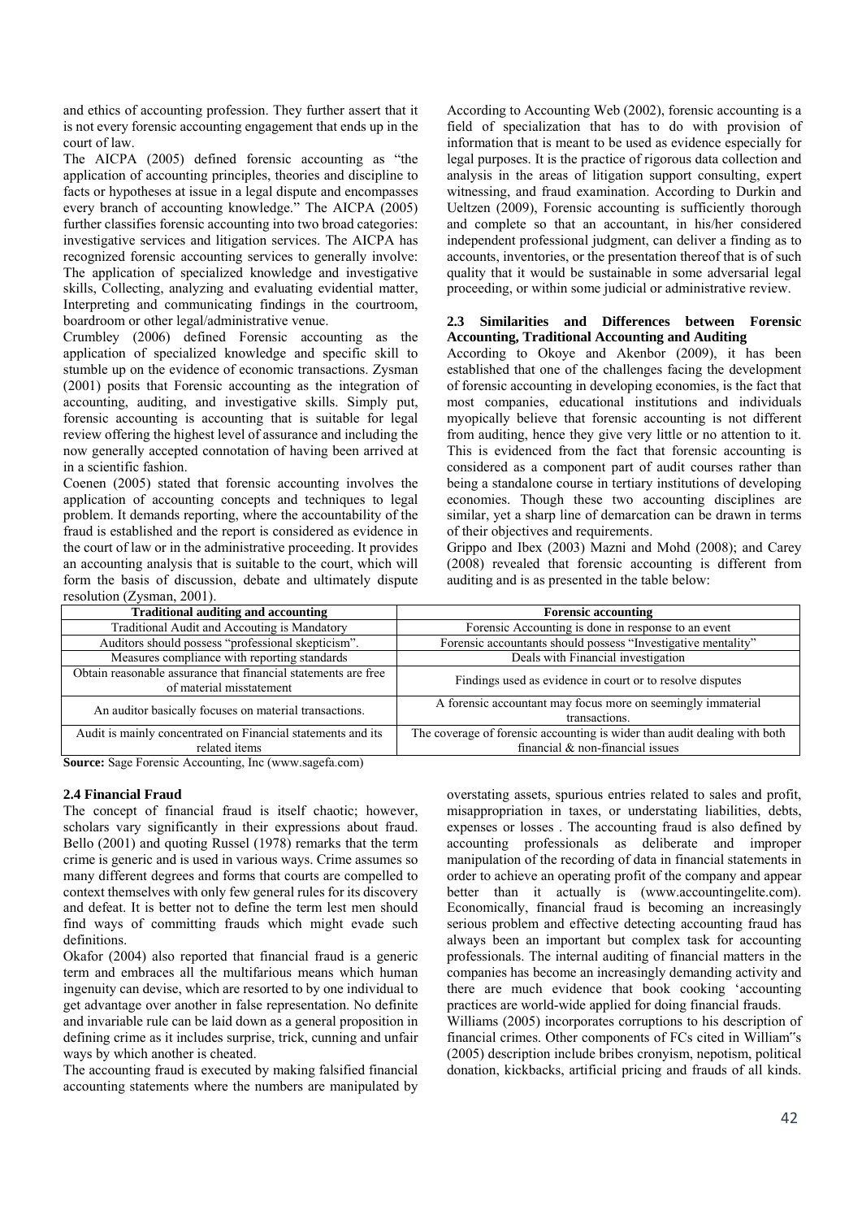and ethics of accounting profession. They further assert that it is not every forensic accounting engagement that ends up in the court of law.

The AICPA (2005) defined forensic accounting as "the application of accounting principles, theories and discipline to facts or hypotheses at issue in a legal dispute and encompasses every branch of accounting knowledge." The AICPA (2005) further classifies forensic accounting into two broad categories: investigative services and litigation services. The AICPA has recognized forensic accounting services to generally involve: The application of specialized knowledge and investigative skills, Collecting, analyzing and evaluating evidential matter, Interpreting and communicating findings in the courtroom, boardroom or other legal/administrative venue.

Crumbley (2006) defined Forensic accounting as the application of specialized knowledge and specific skill to stumble up on the evidence of economic transactions. Zysman (2001) posits that Forensic accounting as the integration of accounting, auditing, and investigative skills. Simply put, forensic accounting is accounting that is suitable for legal review offering the highest level of assurance and including the now generally accepted connotation of having been arrived at in a scientific fashion.

Coenen (2005) stated that forensic accounting involves the application of accounting concepts and techniques to legal problem. It demands reporting, where the accountability of the fraud is established and the report is considered as evidence in the court of law or in the administrative proceeding. It provides an accounting analysis that is suitable to the court, which will form the basis of discussion, debate and ultimately dispute resolution (Zysman, 2001).

According to Accounting Web (2002), forensic accounting is a field of specialization that has to do with provision of information that is meant to be used as evidence especially for legal purposes. It is the practice of rigorous data collection and analysis in the areas of litigation support consulting, expert witnessing, and fraud examination. According to Durkin and Ueltzen (2009), Forensic accounting is sufficiently thorough and complete so that an accountant, in his/her considered independent professional judgment, can deliver a finding as to accounts, inventories, or the presentation thereof that is of such quality that it would be sustainable in some adversarial legal proceeding, or within some judicial or administrative review.

### 2.3 Similarities and Differences between Forensic Accounting, Traditional Accounting and Auditing

According to Okoye and Akenbor (2009), it has been established that one of the challenges facing the development of forensic accounting in developing economies, is the fact that most companies, educational institutions and individuals myopically believe that forensic accounting is not different from auditing, hence they give very little or no attention to it. This is evidenced from the fact that forensic accounting is considered as a component part of audit courses rather than being a standalone course in tertiary institutions of developing economies. Though these two accounting disciplines are similar, yet a sharp line of demarcation can be drawn in terms of their objectives and requirements.

Grippo and Ibex (2003) Mazni and Mohd (2008); and Carey (2008) revealed that forensic accounting is different from auditing and is as presented in the table below:

| Traditional auditing and accounting | Forensic accounting |
|---|---|
| Traditional Audit and Accouting is Mandatory | Forensic Accounting is done in response to an event |
| Auditors should possess "professional skepticism". | Forensic accountants should possess "Investigative mentality" |
| Measures compliance with reporting standards | Deals with Financial investigation |
| Obtain reasonable assurance that financial statements are free of material misstatement | Findings used as evidence in court or to resolve disputes |
| An auditor basically focuses on material transactions. | A forensic accountant may focus more on seemingly immaterial transactions. |
| Audit is mainly concentrated on Financial statements and its related items | The coverage of forensic accounting is wider than audit dealing with both financial & non-financial issues |

**Source:** Sage Forensic Accounting, Inc (www.sagefa.com)

### 2.4 Financial Fraud

The concept of financial fraud is itself chaotic; however, scholars vary significantly in their expressions about fraud. Bello (2001) and quoting Russel (1978) remarks that the term crime is generic and is used in various ways. Crime assumes so many different degrees and forms that courts are compelled to context themselves with only few general rules for its discovery and defeat. It is better not to define the term lest men should find ways of committing frauds which might evade such definitions.

Okafor (2004) also reported that financial fraud is a generic term and embraces all the multifarious means which human ingenuity can devise, which are resorted to by one individual to get advantage over another in false representation. No definite and invariable rule can be laid down as a general proposition in defining crime as it includes surprise, trick, cunning and unfair ways by which another is cheated.

The accounting fraud is executed by making falsified financial accounting statements where the numbers are manipulated by overstating assets, spurious entries related to sales and profit, misappropriation in taxes, or understating liabilities, debts, expenses or losses . The accounting fraud is also defined by accounting professionals as deliberate and improper manipulation of the recording of data in financial statements in order to achieve an operating profit of the company and appear better than it actually is (www.accountingelite.com). Economically, financial fraud is becoming an increasingly serious problem and effective detecting accounting fraud has always been an important but complex task for accounting professionals. The internal auditing of financial matters in the companies has become an increasingly demanding activity and there are much evidence that book cooking 'accounting practices are world-wide applied for doing financial frauds.

Williams (2005) incorporates corruptions to his description of financial crimes. Other components of FCs cited in William"s (2005) description include bribes cronyism, nepotism, political donation, kickbacks, artificial pricing and frauds of all kinds.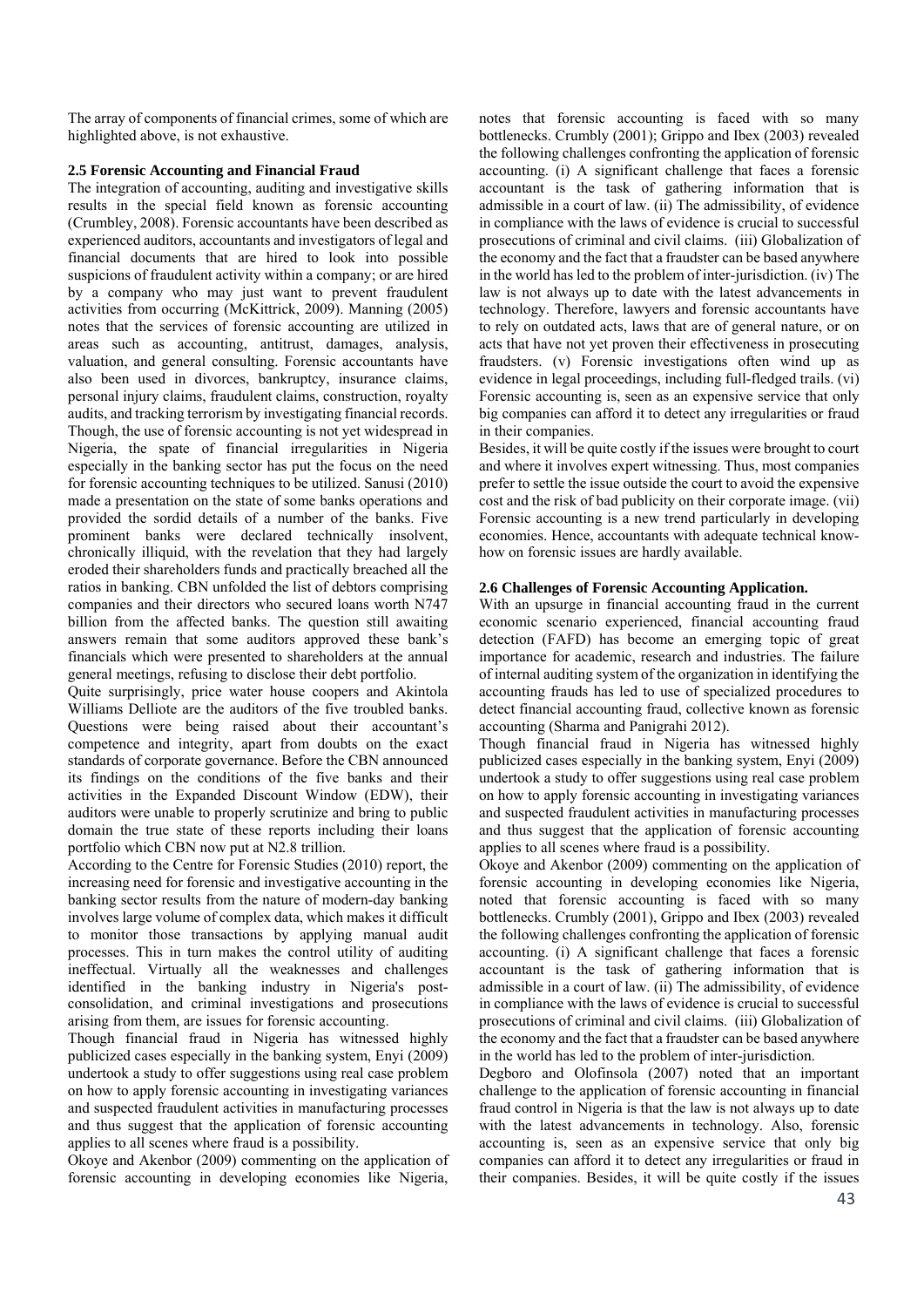The array of components of financial crimes, some of which are highlighted above, is not exhaustive.

### 2.5 Forensic Accounting and Financial Fraud

The integration of accounting, auditing and investigative skills results in the special field known as forensic accounting (Crumbley, 2008). Forensic accountants have been described as experienced auditors, accountants and investigators of legal and financial documents that are hired to look into possible suspicions of fraudulent activity within a company; or are hired by a company who may just want to prevent fraudulent activities from occurring (McKittrick, 2009). Manning (2005) notes that the services of forensic accounting are utilized in areas such as accounting, antitrust, damages, analysis, valuation, and general consulting. Forensic accountants have also been used in divorces, bankruptcy, insurance claims, personal injury claims, fraudulent claims, construction, royalty audits, and tracking terrorism by investigating financial records. Though, the use of forensic accounting is not yet widespread in Nigeria, the spate of financial irregularities in Nigeria especially in the banking sector has put the focus on the need for forensic accounting techniques to be utilized. Sanusi (2010) made a presentation on the state of some banks operations and provided the sordid details of a number of the banks. Five prominent banks were declared technically insolvent, chronically illiquid, with the revelation that they had largely eroded their shareholders funds and practically breached all the ratios in banking. CBN unfolded the list of debtors comprising companies and their directors who secured loans worth N747 billion from the affected banks. The question still awaiting answers remain that some auditors approved these bank's financials which were presented to shareholders at the annual general meetings, refusing to disclose their debt portfolio.

Quite surprisingly, price water house coopers and Akintola Williams Delliote are the auditors of the five troubled banks. Questions were being raised about their accountant's competence and integrity, apart from doubts on the exact standards of corporate governance. Before the CBN announced its findings on the conditions of the five banks and their activities in the Expanded Discount Window (EDW), their auditors were unable to properly scrutinize and bring to public domain the true state of these reports including their loans portfolio which CBN now put at N2.8 trillion.

According to the Centre for Forensic Studies (2010) report, the increasing need for forensic and investigative accounting in the banking sector results from the nature of modern-day banking involves large volume of complex data, which makes it difficult to monitor those transactions by applying manual audit processes. This in turn makes the control utility of auditing ineffectual. Virtually all the weaknesses and challenges identified in the banking industry in Nigeria's post-consolidation, and criminal investigations and prosecutions arising from them, are issues for forensic accounting.

Though financial fraud in Nigeria has witnessed highly publicized cases especially in the banking system, Enyi (2009) undertook a study to offer suggestions using real case problem on how to apply forensic accounting in investigating variances and suspected fraudulent activities in manufacturing processes and thus suggest that the application of forensic accounting applies to all scenes where fraud is a possibility.

Okoye and Akenbor (2009) commenting on the application of forensic accounting in developing economies like Nigeria, notes that forensic accounting is faced with so many bottlenecks. Crumbly (2001); Grippo and Ibex (2003) revealed the following challenges confronting the application of forensic accounting. (i) A significant challenge that faces a forensic accountant is the task of gathering information that is admissible in a court of law. (ii) The admissibility, of evidence in compliance with the laws of evidence is crucial to successful prosecutions of criminal and civil claims. (iii) Globalization of the economy and the fact that a fraudster can be based anywhere in the world has led to the problem of inter-jurisdiction. (iv) The law is not always up to date with the latest advancements in technology. Therefore, lawyers and forensic accountants have to rely on outdated acts, laws that are of general nature, or on acts that have not yet proven their effectiveness in prosecuting fraudsters. (v) Forensic investigations often wind up as evidence in legal proceedings, including full-fledged trails. (vi) Forensic accounting is, seen as an expensive service that only big companies can afford it to detect any irregularities or fraud in their companies.

Besides, it will be quite costly if the issues were brought to court and where it involves expert witnessing. Thus, most companies prefer to settle the issue outside the court to avoid the expensive cost and the risk of bad publicity on their corporate image. (vii) Forensic accounting is a new trend particularly in developing economies. Hence, accountants with adequate technical know-how on forensic issues are hardly available.

### 2.6 Challenges of Forensic Accounting Application.

With an upsurge in financial accounting fraud in the current economic scenario experienced, financial accounting fraud detection (FAFD) has become an emerging topic of great importance for academic, research and industries. The failure of internal auditing system of the organization in identifying the accounting frauds has led to use of specialized procedures to detect financial accounting fraud, collective known as forensic accounting (Sharma and Panigrahi 2012).

Though financial fraud in Nigeria has witnessed highly publicized cases especially in the banking system, Enyi (2009) undertook a study to offer suggestions using real case problem on how to apply forensic accounting in investigating variances and suspected fraudulent activities in manufacturing processes and thus suggest that the application of forensic accounting applies to all scenes where fraud is a possibility.

Okoye and Akenbor (2009) commenting on the application of forensic accounting in developing economies like Nigeria, noted that forensic accounting is faced with so many bottlenecks. Crumbly (2001), Grippo and Ibex (2003) revealed the following challenges confronting the application of forensic accounting. (i) A significant challenge that faces a forensic accountant is the task of gathering information that is admissible in a court of law. (ii) The admissibility, of evidence in compliance with the laws of evidence is crucial to successful prosecutions of criminal and civil claims. (iii) Globalization of the economy and the fact that a fraudster can be based anywhere in the world has led to the problem of inter-jurisdiction.

Degboro and Olofinsola (2007) noted that an important challenge to the application of forensic accounting in financial fraud control in Nigeria is that the law is not always up to date with the latest advancements in technology. Also, forensic accounting is, seen as an expensive service that only big companies can afford it to detect any irregularities or fraud in their companies. Besides, it will be quite costly if the issues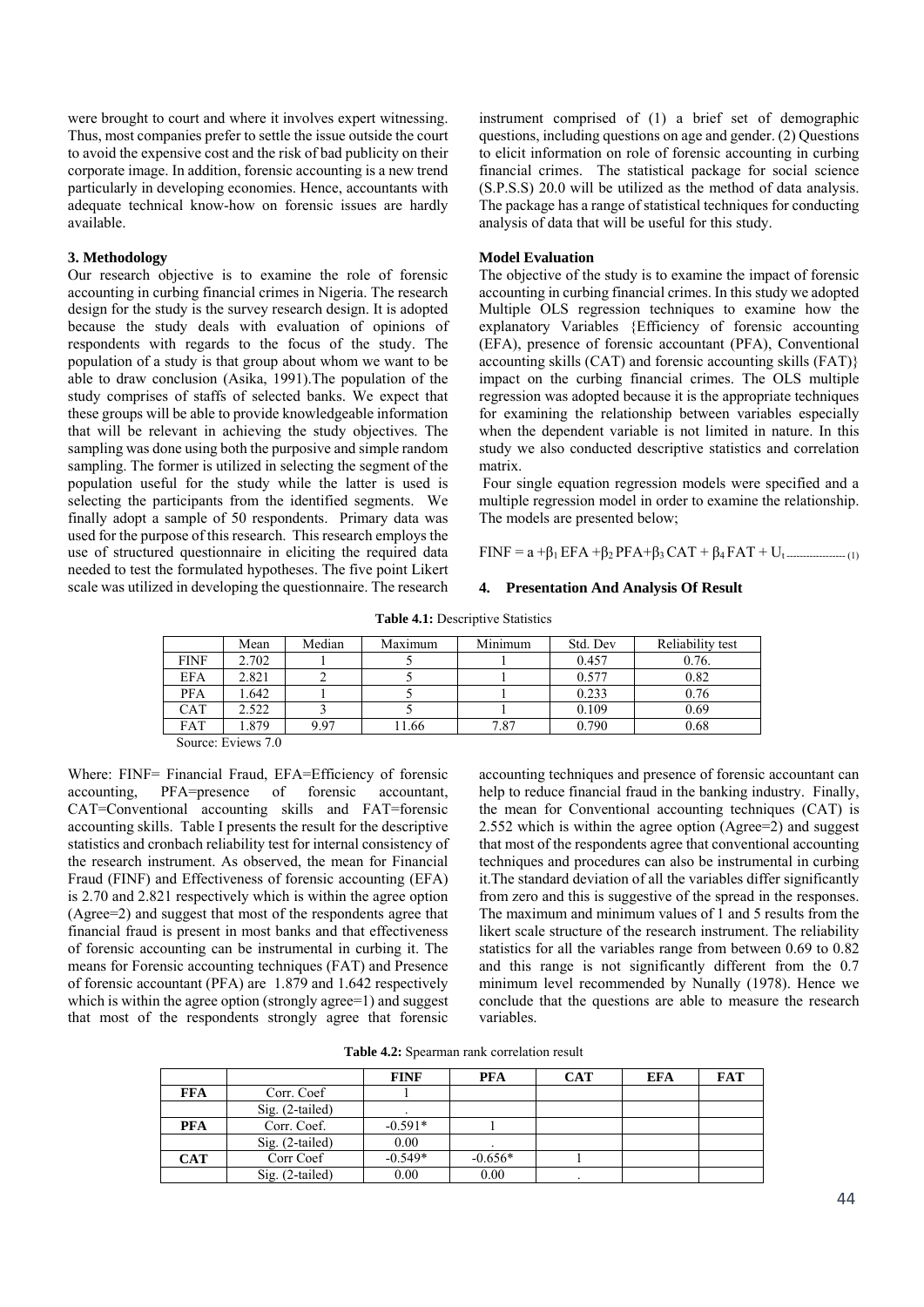were brought to court and where it involves expert witnessing. Thus, most companies prefer to settle the issue outside the court to avoid the expensive cost and the risk of bad publicity on their corporate image. In addition, forensic accounting is a new trend particularly in developing economies. Hence, accountants with adequate technical know-how on forensic issues are hardly available.

### 3. Methodology

Our research objective is to examine the role of forensic accounting in curbing financial crimes in Nigeria. The research design for the study is the survey research design. It is adopted because the study deals with evaluation of opinions of respondents with regards to the focus of the study. The population of a study is that group about whom we want to be able to draw conclusion (Asika, 1991).The population of the study comprises of staffs of selected banks. We expect that these groups will be able to provide knowledgeable information that will be relevant in achieving the study objectives. The sampling was done using both the purposive and simple random sampling. The former is utilized in selecting the segment of the population useful for the study while the latter is used is selecting the participants from the identified segments. We finally adopt a sample of 50 respondents. Primary data was used for the purpose of this research. This research employs the use of structured questionnaire in eliciting the required data needed to test the formulated hypotheses. The five point Likert scale was utilized in developing the questionnaire. The research instrument comprised of (1) a brief set of demographic questions, including questions on age and gender. (2) Questions to elicit information on role of forensic accounting in curbing financial crimes. The statistical package for social science (S.P.S.S) 20.0 will be utilized as the method of data analysis. The package has a range of statistical techniques for conducting analysis of data that will be useful for this study.

### Model Evaluation

The objective of the study is to examine the impact of forensic accounting in curbing financial crimes. In this study we adopted Multiple OLS regression techniques to examine how the explanatory Variables {Efficiency of forensic accounting (EFA), presence of forensic accountant (PFA), Conventional accounting skills (CAT) and forensic accounting skills (FAT)} impact on the curbing financial crimes. The OLS multiple regression was adopted because it is the appropriate techniques for examining the relationship between variables especially when the dependent variable is not limited in nature. In this study we also conducted descriptive statistics and correlation matrix.

Four single equation regression models were specified and a multiple regression model in order to examine the relationship. The models are presented below;

$$FINF = a + \beta_1 EFA + \beta_2 PFA + \beta_3 CAT + \beta_4 FAT + U_t \text{ ---------------- (1)}$$

### 4. Presentation And Analysis Of Result

**Table 4.1:** Descriptive Statistics

| | Mean | Median | Maximum | Minimum | Std. Dev | Reliability test |
|---|---|---|---|---|---|---|
| FINF | 2.702 | 1 | 5 | 1 | 0.457 | 0.76. |
| EFA | 2.821 | 2 | 5 | 1 | 0.577 | 0.82 |
| PFA | 1.642 | 1 | 5 | 1 | 0.233 | 0.76 |
| CAT | 2.522 | 3 | 5 | 1 | 0.109 | 0.69 |
| FAT | 1.879 | 9.97 | 11.66 | 7.87 | 0.790 | 0.68 |

Source: Eviews 7.0

Where: FINF= Financial Fraud, EFA=Efficiency of forensic accounting, PFA=presence of forensic accountant, CAT=Conventional accounting skills and FAT=forensic accounting skills. Table I presents the result for the descriptive statistics and cronbach reliability test for internal consistency of the research instrument. As observed, the mean for Financial Fraud (FINF) and Effectiveness of forensic accounting (EFA) is 2.70 and 2.821 respectively which is within the agree option (Agree=2) and suggest that most of the respondents agree that financial fraud is present in most banks and that effectiveness of forensic accounting can be instrumental in curbing it. The means for Forensic accounting techniques (FAT) and Presence of forensic accountant (PFA) are 1.879 and 1.642 respectively which is within the agree option (strongly agree=1) and suggest that most of the respondents strongly agree that forensic accounting techniques and presence of forensic accountant can help to reduce financial fraud in the banking industry. Finally, the mean for Conventional accounting techniques (CAT) is 2.552 which is within the agree option (Agree=2) and suggest that most of the respondents agree that conventional accounting techniques and procedures can also be instrumental in curbing it.The standard deviation of all the variables differ significantly from zero and this is suggestive of the spread in the responses. The maximum and minimum values of 1 and 5 results from the likert scale structure of the research instrument. The reliability statistics for all the variables range from between 0.69 to 0.82 and this range is not significantly different from the 0.7 minimum level recommended by Nunally (1978). Hence we conclude that the questions are able to measure the research variables.

**Table 4.2:** Spearman rank correlation result

| | | FINF | PFA | CAT | EFA | FAT |
|---|---|---|---|---|---|---|
| **FFA** | Corr. Coef | 1 | | | | |
| | Sig. (2-tailed) | . | | | | |
| **PFA** | Corr. Coef. | -0.591* | 1 | | | |
| | Sig. (2-tailed) | 0.00 | . | | | |
| **CAT** | Corr Coef | -0.549* | -0.656* | 1 | | |
| | Sig. (2-tailed) | 0.00 | 0.00 | . | | |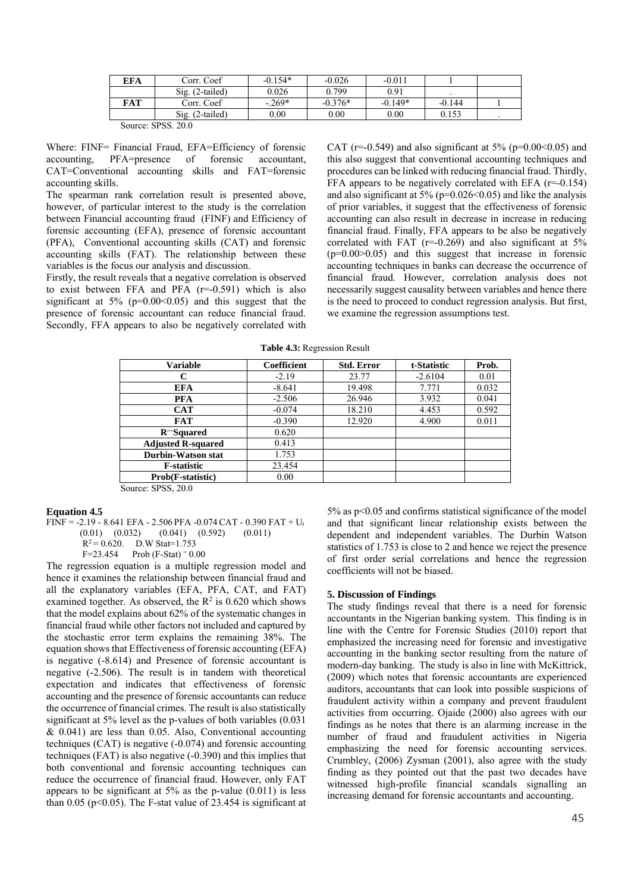| EFA | Corr. Coef | -0.154* | -0.026 | -0.011 | 1 | |
|---|---|---|---|---|---|---|
| | Sig. (2-tailed) | 0.026 | 0.799 | 0.91 | . | |
| FAT | Corr. Coef | -.269* | -0.376* | -0.149* | -0.144 | 1 |
| | Sig. (2-tailed) | 0.00 | 0.00 | 0.00 | 0.153 | . |

Source: SPSS. 20.0

Where: FINF= Financial Fraud, EFA=Efficiency of forensic accounting, PFA=presence of forensic accountant, CAT=Conventional accounting skills and FAT=forensic accounting skills.

The spearman rank correlation result is presented above, however, of particular interest to the study is the correlation between Financial accounting fraud (FINF) and Efficiency of forensic accounting (EFA), presence of forensic accountant (PFA), Conventional accounting skills (CAT) and forensic accounting skills (FAT). The relationship between these variables is the focus our analysis and discussion.

Firstly, the result reveals that a negative correlation is observed to exist between FFA and PFA (r=-0.591) which is also significant at 5% (p=0.00<0.05) and this suggest that the presence of forensic accountant can reduce financial fraud. Secondly, FFA appears to also be negatively correlated with CAT (r=-0.549) and also significant at 5% (p=0.00<0.05) and this also suggest that conventional accounting techniques and procedures can be linked with reducing financial fraud. Thirdly, FFA appears to be negatively correlated with EFA (r=-0.154) and also significant at 5% (p=0.026<0.05) and like the analysis of prior variables, it suggest that the effectiveness of forensic accounting can also result in decrease in increase in reducing financial fraud. Finally, FFA appears to be also be negatively correlated with FAT (r=-0.269) and also significant at 5% (p=0.00>0.05) and this suggest that increase in forensic accounting techniques in banks can decrease the occurrence of financial fraud. However, correlation analysis does not necessarily suggest causality between variables and hence there is the need to proceed to conduct regression analysis. But first, we examine the regression assumptions test.

**Table 4.3:** Regression Result

| Variable | Coefficient | Std. Error | t-Statistic | Prob. |
|---|---|---|---|---|
| C | -2.19 | 23.77 | -2.6104 | 0.01 |
| EFA | -8.641 | 19.498 | 7.771 | 0.032 |
| PFA | -2.506 | 26.946 | 3.932 | 0.041 |
| CAT | -0.074 | 18.210 | 4.453 | 0.592 |
| FAT | -0.390 | 12.920 | 4.900 | 0.011 |
| R‾Squared | 0.620 | | | |
| Adjusted R-squared | 0.413 | | | |
| Durbin-Watson stat | 1.753 | | | |
| F-statistic | 23.454 | | | |
| Prob(F-statistic) | 0.00 | | | |

Source: SPSS, 20.0

**Equation 4.5**

$$FINF = -2.19 - 8.641\,EFA - 2.506\,PFA - 0.074\,CAT - 0.390\,FAT + U_t$$

(0.01) (0.032) (0.041) (0.592) (0.011)

$R^2 = 0.620$. D.W Stat=1.753

F=23.454 Prob (F-Stat) = 0.00

The regression equation is a multiple regression model and hence it examines the relationship between financial fraud and all the explanatory variables (EFA, PFA, CAT, and FAT) examined together. As observed, the $R^2$ is 0.620 which shows that the model explains about 62% of the systematic changes in financial fraud while other factors not included and captured by the stochastic error term explains the remaining 38%. The equation shows that Effectiveness of forensic accounting (EFA) is negative (-8.614) and Presence of forensic accountant is negative (-2.506). The result is in tandem with theoretical expectation and indicates that effectiveness of forensic accounting and the presence of forensic accountants can reduce the occurrence of financial crimes. The result is also statistically significant at 5% level as the p-values of both variables (0.031 & 0.041) are less than 0.05. Also, Conventional accounting techniques (CAT) is negative (-0.074) and forensic accounting techniques (FAT) is also negative (-0.390) and this implies that both conventional and forensic accounting techniques can reduce the occurrence of financial fraud. However, only FAT appears to be significant at 5% as the p-value (0.011) is less than 0.05 (p<0.05). The F-stat value of 23.454 is significant at 5% as p<0.05 and confirms statistical significance of the model and that significant linear relationship exists between the dependent and independent variables. The Durbin Watson statistics of 1.753 is close to 2 and hence we reject the presence of first order serial correlations and hence the regression coefficients will not be biased.

## 5. Discussion of Findings

The study findings reveal that there is a need for forensic accountants in the Nigerian banking system. This finding is in line with the Centre for Forensic Studies (2010) report that emphasized the increasing need for forensic and investigative accounting in the banking sector resulting from the nature of modern-day banking. The study is also in line with McKittrick, (2009) which notes that forensic accountants are experienced auditors, accountants that can look into possible suspicions of fraudulent activity within a company and prevent fraudulent activities from occurring. Ojaide (2000) also agrees with our findings as he notes that there is an alarming increase in the number of fraud and fraudulent activities in Nigeria emphasizing the need for forensic accounting services. Crumbley, (2006) Zysman (2001), also agree with the study finding as they pointed out that the past two decades have witnessed high-profile financial scandals signalling an increasing demand for forensic accountants and accounting.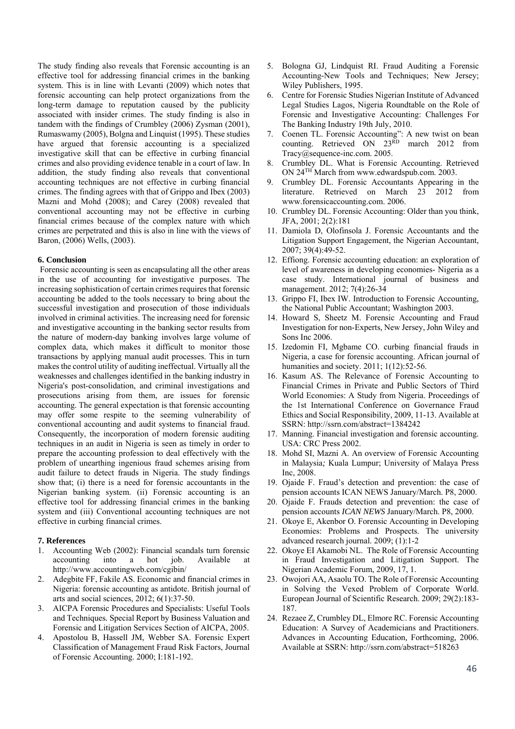The study finding also reveals that Forensic accounting is an effective tool for addressing financial crimes in the banking system. This is in line with Levanti (2009) which notes that forensic accounting can help protect organizations from the long-term damage to reputation caused by the publicity associated with insider crimes. The study finding is also in tandem with the findings of Crumbley (2006) Zysman (2001), Rumaswamy (2005), Bolgna and Linquist (1995). These studies have argued that forensic accounting is a specialized investigative skill that can be effective in curbing financial crimes and also providing evidence tenable in a court of law. In addition, the study finding also reveals that conventional accounting techniques are not effective in curbing financial crimes. The finding agrees with that of Grippo and Ibex (2003) Mazni and Mohd (2008); and Carey (2008) revealed that conventional accounting may not be effective in curbing financial crimes because of the complex nature with which crimes are perpetrated and this is also in line with the views of Baron, (2006) Wells, (2003).

## 6. Conclusion

Forensic accounting is seen as encapsulating all the other areas in the use of accounting for investigative purposes. The increasing sophistication of certain crimes requires that forensic accounting be added to the tools necessary to bring about the successful investigation and prosecution of those individuals involved in criminal activities. The increasing need for forensic and investigative accounting in the banking sector results from the nature of modern-day banking involves large volume of complex data, which makes it difficult to monitor those transactions by applying manual audit processes. This in turn makes the control utility of auditing ineffectual. Virtually all the weaknesses and challenges identified in the banking industry in Nigeria's post-consolidation, and criminal investigations and prosecutions arising from them, are issues for forensic accounting. The general expectation is that forensic accounting may offer some respite to the seeming vulnerability of conventional accounting and audit systems to financial fraud. Consequently, the incorporation of modern forensic auditing techniques in an audit in Nigeria is seen as timely in order to prepare the accounting profession to deal effectively with the problem of unearthing ingenious fraud schemes arising from audit failure to detect frauds in Nigeria. The study findings show that; (i) there is a need for forensic accountants in the Nigerian banking system. (ii) Forensic accounting is an effective tool for addressing financial crimes in the banking system and (iii) Conventional accounting techniques are not effective in curbing financial crimes.

## 7. References

1. Accounting Web (2002): Financial scandals turn forensic accounting into a hot job. Available at http://www.accountingweb.com/cgibin/
2. Adegbite FF, Fakile AS. Economic and financial crimes in Nigeria: forensic accounting as antidote. British journal of arts and social sciences, 2012; 6(1):37-50.
3. AICPA Forensic Procedures and Specialists: Useful Tools and Techniques. Special Report by Business Valuation and Forensic and Litigation Services Section of AICPA, 2005.
4. Apostolou B, Hassell JM, Webber SA. Forensic Expert Classification of Management Fraud Risk Factors, Journal of Forensic Accounting. 2000; I:181-192.
5. Bologna GJ, Lindquist RI. Fraud Auditing a Forensic Accounting-New Tools and Techniques; New Jersey; Wiley Publishers, 1995.
6. Centre for Forensic Studies Nigerian Institute of Advanced Legal Studies Lagos, Nigeria Roundtable on the Role of Forensic and Investigative Accounting: Challenges For The Banking Industry 19th July, 2010.
7. Coenen TL. Forensic Accounting": A new twist on bean counting. Retrieved ON 23RD march 2012 from Tracy@sequence-inc.com. 2005.
8. Crumbley DL. What is Forensic Accounting. Retrieved ON 24TH March from www.edwardspub.com. 2003.
9. Crumbley DL. Forensic Accountants Appearing in the literature. Retrieved on March 23 2012 from www.forensicaccounting.com. 2006.
10. Crumbley DL. Forensic Accounting: Older than you think, JFA, 2001; 2(2):181
11. Damiola D, Olofinsola J. Forensic Accountants and the Litigation Support Engagement, the Nigerian Accountant, 2007; 39(4):49-52.
12. Effiong. Forensic accounting education: an exploration of level of awareness in developing economies- Nigeria as a case study. International journal of business and management. 2012; 7(4):26-34
13. Grippo FI, Ibex IW. Introduction to Forensic Accounting, the National Public Accountant; Washington 2003.
14. Howard S, Sheetz M. Forensic Accounting and Fraud Investigation for non-Experts, New Jersey, John Wiley and Sons Inc 2006.
15. Izedomin FI, Mgbame CO. curbing financial frauds in Nigeria, a case for forensic accounting. African journal of humanities and society. 2011; 1(12):52-56.
16. Kasum AS. The Relevance of Forensic Accounting to Financial Crimes in Private and Public Sectors of Third World Economies: A Study from Nigeria. Proceedings of the 1st International Conference on Governance Fraud Ethics and Social Responsibility, 2009, 11-13. Available at SSRN: http://ssrn.com/abstract=1384242
17. Manning. Financial investigation and forensic accounting. USA: CRC Press 2002.
18. Mohd SI, Mazni A. An overview of Forensic Accounting in Malaysia*;* Kuala Lumpur; University of Malaya Press Inc, 2008.
19. Ojaide F. Fraud's detection and prevention: the case of pension accounts ICAN NEWS January/March. P8, 2000.
20. Ojaide F. Frauds detection and prevention: the case of pension accounts *ICAN NEWS* January/March. P8, 2000.
21. Okoye E, Akenbor O. Forensic Accounting in Developing Economies: Problems and Prospects. The university advanced research journal. 2009; (1):1-2
22. Okoye EI Akamobi NL. The Role of Forensic Accounting in Fraud Investigation and Litigation Support. The Nigerian Academic Forum, 2009, 17, 1.
23. Owojori AA, Asaolu TO. The Role of Forensic Accounting in Solving the Vexed Problem of Corporate World. European Journal of Scientific Research. 2009; 29(2):183-187.
24. Rezaee Z, Crumbley DL, Elmore RC. Forensic Accounting Education: A Survey of Academicians and Practitioners. Advances in Accounting Education, Forthcoming, 2006. Available at SSRN: http://ssrn.com/abstract=518263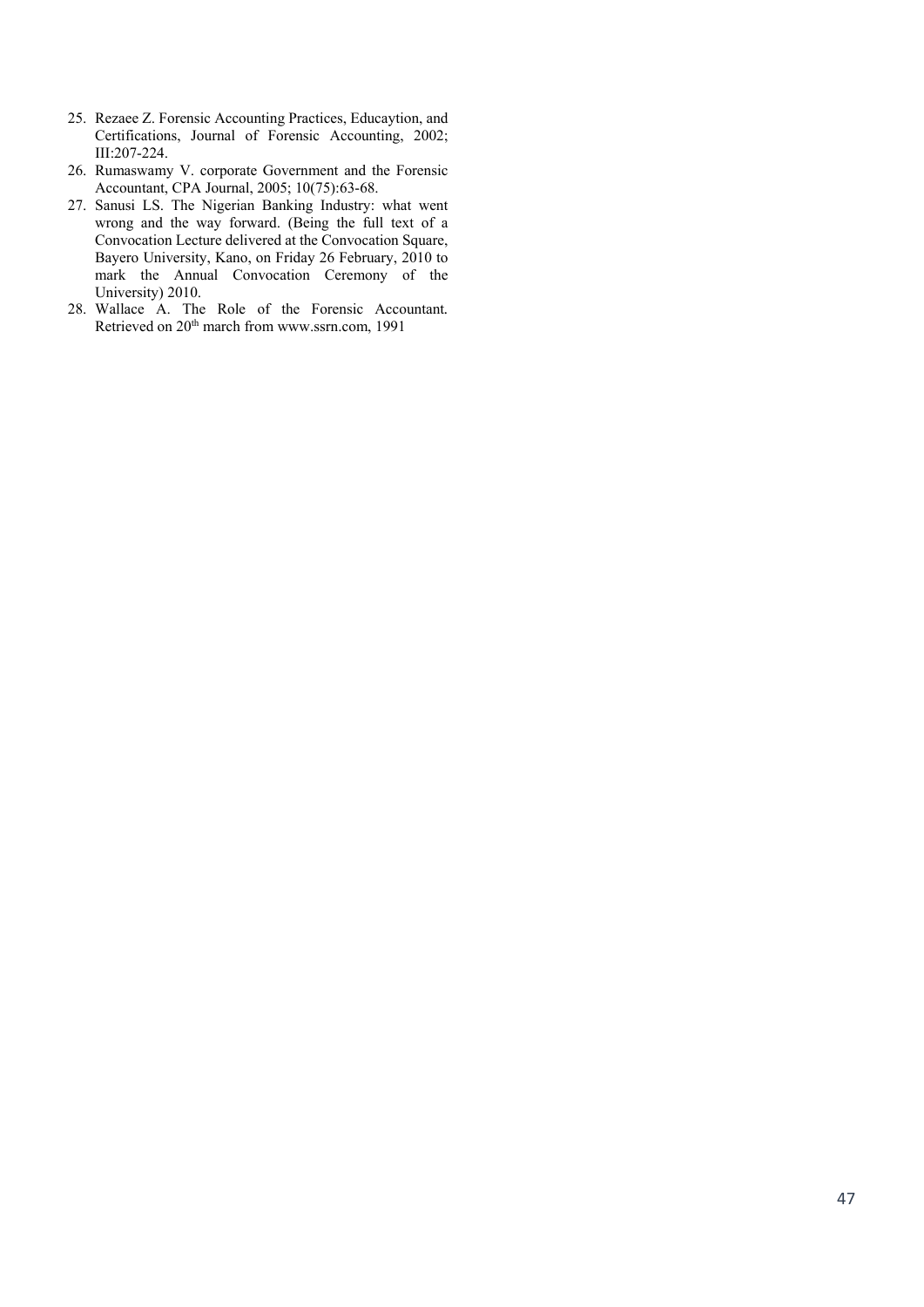25. Rezaee Z. Forensic Accounting Practices, Educaytion, and Certifications, Journal of Forensic Accounting, 2002; III:207-224.
26. Rumaswamy V. corporate Government and the Forensic Accountant, CPA Journal, 2005; 10(75):63-68.
27. Sanusi LS. The Nigerian Banking Industry: what went wrong and the way forward. (Being the full text of a Convocation Lecture delivered at the Convocation Square, Bayero University, Kano, on Friday 26 February, 2010 to mark the Annual Convocation Ceremony of the University) 2010.
28. Wallace A. The Role of the Forensic Accountant. Retrieved on 20th march from www.ssrn.com, 1991